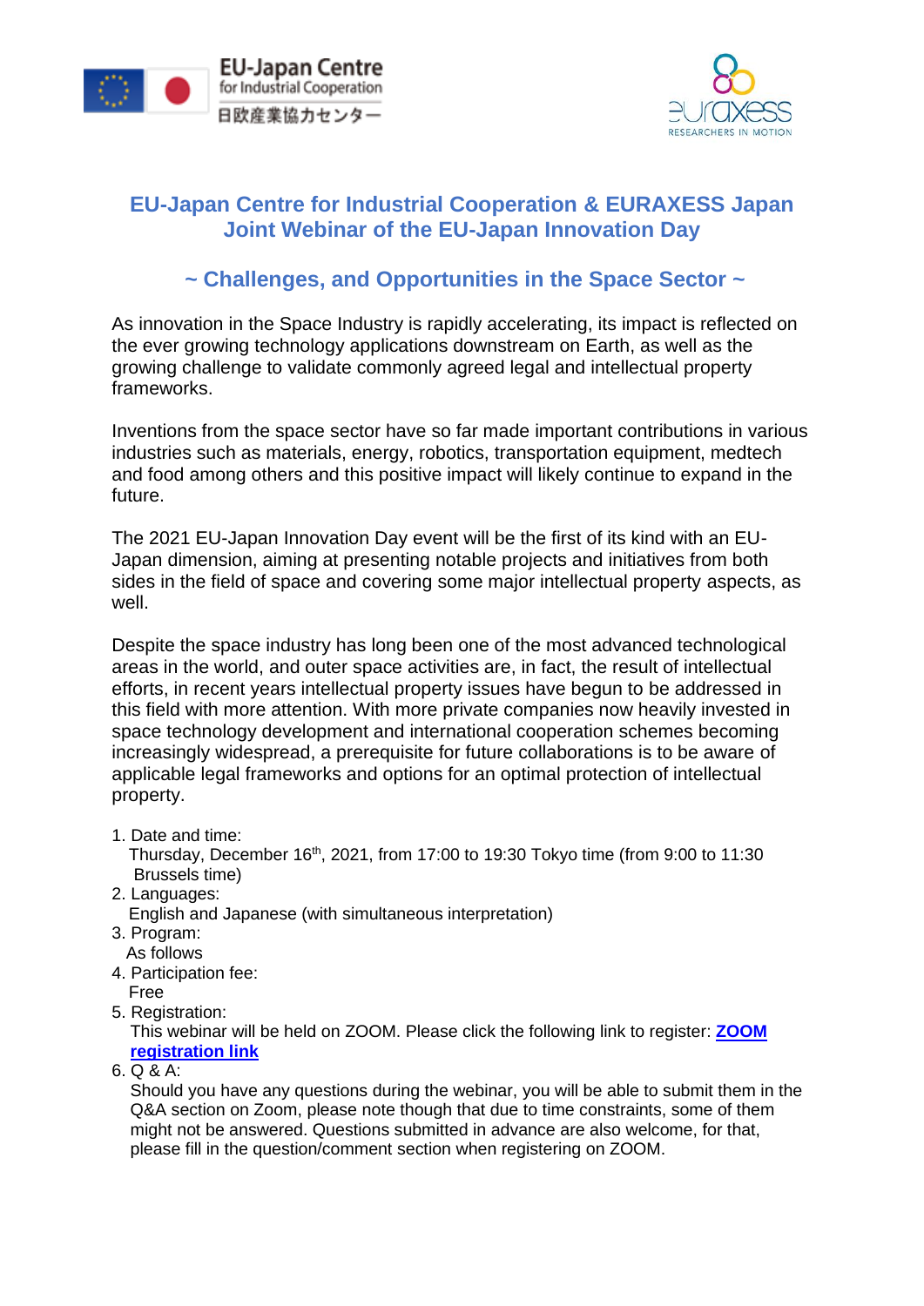# EU-Japan Centre for Industrial Cooperation & EURAXESS Japan Joint Webinar of the EU-Japan Innovation Day

## ~ Challenges, and Opportunities in the Space Sector ~

As innovation in the Space Industry is rapidly accelerating, its impact is reflected on the ever growing technology applications downstream on Earth, as well as the growing challenge to validate commonly agreed legal and intellectual property frameworks.

Inventions from the space sector have so far made important contributions in various industries such as materials, energy, robotics, transportation equipment, medtech and food among others and this positive impact will likely continue to expand in the future.

The 2021 EU-Japan Innovation Day event will be the first of its kind with an EU-Japan dimension, aiming at presenting notable projects and initiatives from both sides in the field of space and covering some major intellectual property aspects, as well.

Despite the space industry has long been one of the most advanced technological areas in the world, and outer space activities are, in fact, the result of intellectual efforts, in recent years intellectual property issues have begun to be addressed in this field with more attention. With more private companies now heavily invested in space technology development and international cooperation schemes becoming increasingly widespread, a prerequisite for future collaborations is to be aware of applicable legal frameworks and options for an optimal protection of intellectual property.

1. Date and time:
   Thursday, December 16th, 2021, from 17:00 to 19:30 Tokyo time (from 9:00 to 11:30 Brussels time)
2. Languages:
   English and Japanese (with simultaneous interpretation)
3. Program:
   As follows
4. Participation fee:
   Free
5. Registration:
   This webinar will be held on ZOOM. Please click the following link to register: **ZOOM registration link**
6. Q & A:
   Should you have any questions during the webinar, you will be able to submit them in the Q&A section on Zoom, please note though that due to time constraints, some of them might not be answered. Questions submitted in advance are also welcome, for that, please fill in the question/comment section when registering on ZOOM.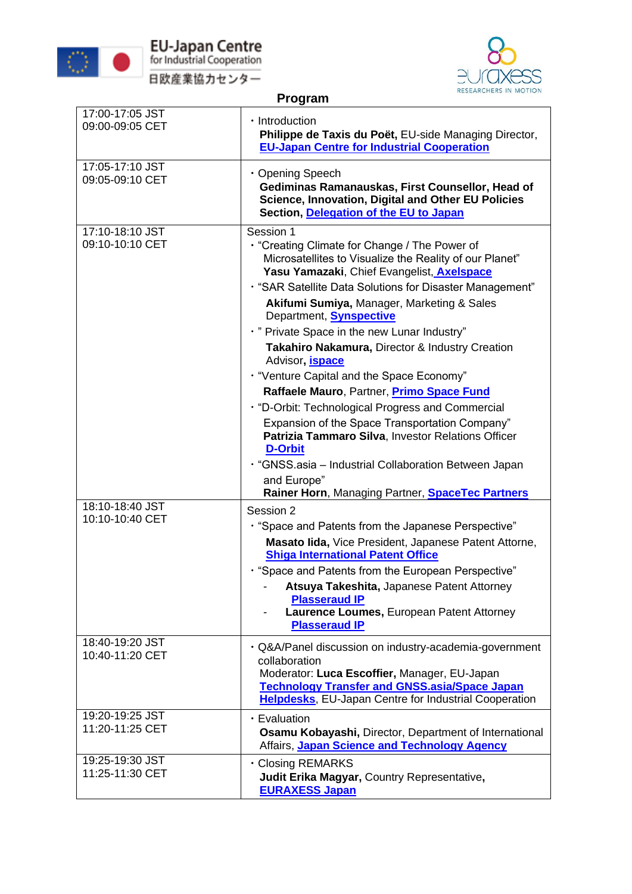EU-Japan Centre for Industrial Cooperation

日欧産業協力センター

euraxess RESEARCHERS IN MOTION

## Program

| | |
|---|---|
| 17:00-17:05 JST<br>09:00-09:05 CET | ・Introduction<br>**Philippe de Taxis du Poët,** EU-side Managing Director, **EU-Japan Centre for Industrial Cooperation** |
| 17:05-17:10 JST<br>09:05-09:10 CET | ・Opening Speech<br>**Gediminas Ramanauskas, First Counsellor, Head of Science, Innovation, Digital and Other EU Policies Section, Delegation of the EU to Japan** |
| 17:10-18:10 JST<br>09:10-10:10 CET | Session 1<br>・"Creating Climate for Change / The Power of Microsatellites to Visualize the Reality of our Planet"<br>**Yasu Yamazaki**, Chief Evangelist, **Axelspace**<br>・"SAR Satellite Data Solutions for Disaster Management"<br>**Akifumi Sumiya,** Manager, Marketing & Sales Department, **Synspective**<br>・" Private Space in the new Lunar Industry"<br>**Takahiro Nakamura,** Director & Industry Creation Advisor**, ispace**<br>・"Venture Capital and the Space Economy"<br>**Raffaele Mauro**, Partner, **Primo Space Fund**<br>・"D-Orbit: Technological Progress and Commercial Expansion of the Space Transportation Company"<br>**Patrizia Tammaro Silva**, Investor Relations Officer **D-Orbit**<br>・"GNSS.asia – Industrial Collaboration Between Japan and Europe"<br>**Rainer Horn**, Managing Partner, **SpaceTec Partners** |
| 18:10-18:40 JST<br>10:10-10:40 CET | Session 2<br>・"Space and Patents from the Japanese Perspective"<br>**Masato Iida,** Vice President, Japanese Patent Attorne, **Shiga International Patent Office**<br>・"Space and Patents from the European Perspective"<br>- **Atsuya Takeshita,** Japanese Patent Attorney **Plasseraud IP**<br>- **Laurence Loumes,** European Patent Attorney **Plasseraud IP** |
| 18:40-19:20 JST<br>10:40-11:20 CET | ・Q&A/Panel discussion on industry-academia-government collaboration<br>Moderator: **Luca Escoffier,** Manager, EU-Japan **Technology Transfer and GNSS.asia/Space Japan Helpdesks**, EU-Japan Centre for Industrial Cooperation |
| 19:20-19:25 JST<br>11:20-11:25 CET | ・Evaluation<br>**Osamu Kobayashi,** Director, Department of International Affairs, **Japan Science and Technology Agency** |
| 19:25-19:30 JST<br>11:25-11:30 CET | ・Closing REMARKS<br>**Judit Erika Magyar,** Country Representative**, EURAXESS Japan** |